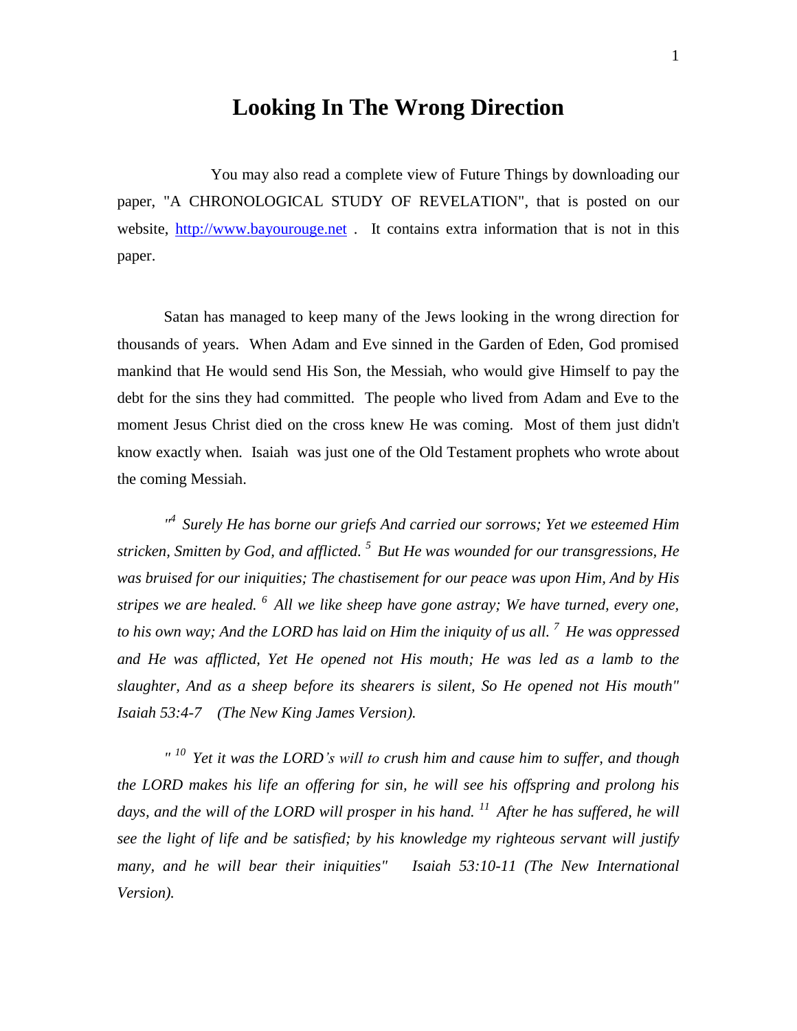# Looking In The Wrong Direction

You may also read a complete view of Future Things by downloading our paper, "A CHRONOLOGICAL STUDY OF REVELATION", that is posted on our website, [http://www.bayourouge.net](http://www.bayourouge.net) . It contains extra information that is not in this paper.

Satan has managed to keep many of the Jews looking in the wrong direction for thousands of years. When Adam and Eve sinned in the Garden of Eden, God promised mankind that He would send His Son, the Messiah, who would give Himself to pay the debt for the sins they had committed. The people who lived from Adam and Eve to the moment Jesus Christ died on the cross knew He was coming. Most of them just didn't know exactly when. Isaiah was just one of the Old Testament prophets who wrote about the coming Messiah.

*"[4] Surely He has borne our griefs And carried our sorrows; Yet we esteemed Him stricken, Smitten by God, and afflicted. [5] But He was wounded for our transgressions, He was bruised for our iniquities; The chastisement for our peace was upon Him, And by His stripes we are healed. [6] All we like sheep have gone astray; We have turned, every one, to his own way; And the LORD has laid on Him the iniquity of us all. [7] He was oppressed and He was afflicted, Yet He opened not His mouth; He was led as a lamb to the slaughter, And as a sheep before its shearers is silent, So He opened not His mouth" Isaiah 53:4-7 (The New King James Version).*

*" [10] Yet it was the LORD's will to crush him and cause him to suffer, and though the LORD makes his life an offering for sin, he will see his offspring and prolong his days, and the will of the LORD will prosper in his hand. [11] After he has suffered, he will see the light of life and be satisfied; by his knowledge my righteous servant will justify many, and he will bear their iniquities" Isaiah 53:10-11 (The New International Version).*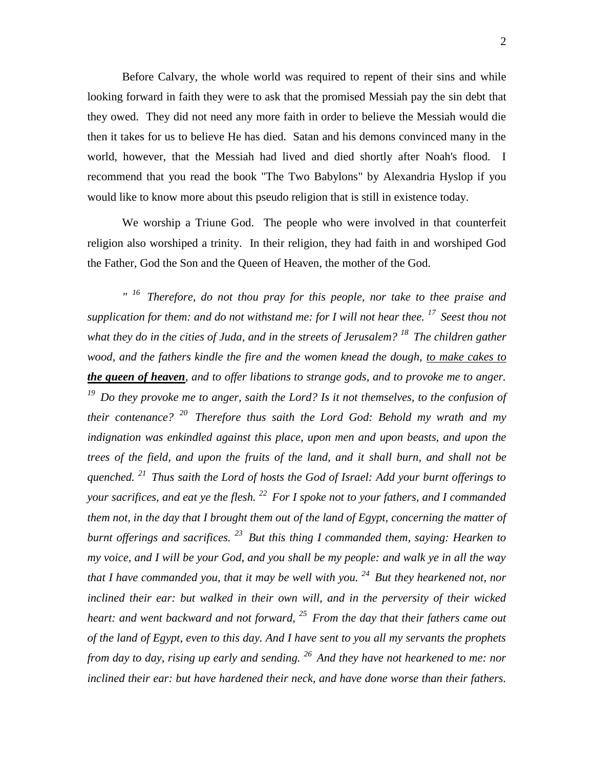Before Calvary, the whole world was required to repent of their sins and while looking forward in faith they were to ask that the promised Messiah pay the sin debt that they owed. They did not need any more faith in order to believe the Messiah would die then it takes for us to believe He has died. Satan and his demons convinced many in the world, however, that the Messiah had lived and died shortly after Noah's flood. I recommend that you read the book "The Two Babylons" by Alexandria Hyslop if you would like to know more about this pseudo religion that is still in existence today.

We worship a Triune God. The people who were involved in that counterfeit religion also worshiped a trinity. In their religion, they had faith in and worshiped God the Father, God the Son and the Queen of Heaven, the mother of the God.

*" [16] Therefore, do not thou pray for this people, nor take to thee praise and supplication for them: and do not withstand me: for I will not hear thee. [17] Seest thou not what they do in the cities of Juda, and in the streets of Jerusalem? [18] The children gather wood, and the fathers kindle the fire and the women knead the dough, <u>to make cakes to</u> **<u>the queen of heaven</u>**, and to offer libations to strange gods, and to provoke me to anger. [19] Do they provoke me to anger, saith the Lord? Is it not themselves, to the confusion of their contenance? [20] Therefore thus saith the Lord God: Behold my wrath and my indignation was enkindled against this place, upon men and upon beasts, and upon the trees of the field, and upon the fruits of the land, and it shall burn, and shall not be quenched. [21] Thus saith the Lord of hosts the God of Israel: Add your burnt offerings to your sacrifices, and eat ye the flesh. [22] For I spoke not to your fathers, and I commanded them not, in the day that I brought them out of the land of Egypt, concerning the matter of burnt offerings and sacrifices. [23] But this thing I commanded them, saying: Hearken to my voice, and I will be your God, and you shall be my people: and walk ye in all the way that I have commanded you, that it may be well with you. [24] But they hearkened not, nor inclined their ear: but walked in their own will, and in the perversity of their wicked heart: and went backward and not forward, [25] From the day that their fathers came out of the land of Egypt, even to this day. And I have sent to you all my servants the prophets from day to day, rising up early and sending. [26] And they have not hearkened to me: nor inclined their ear: but have hardened their neck, and have done worse than their fathers.*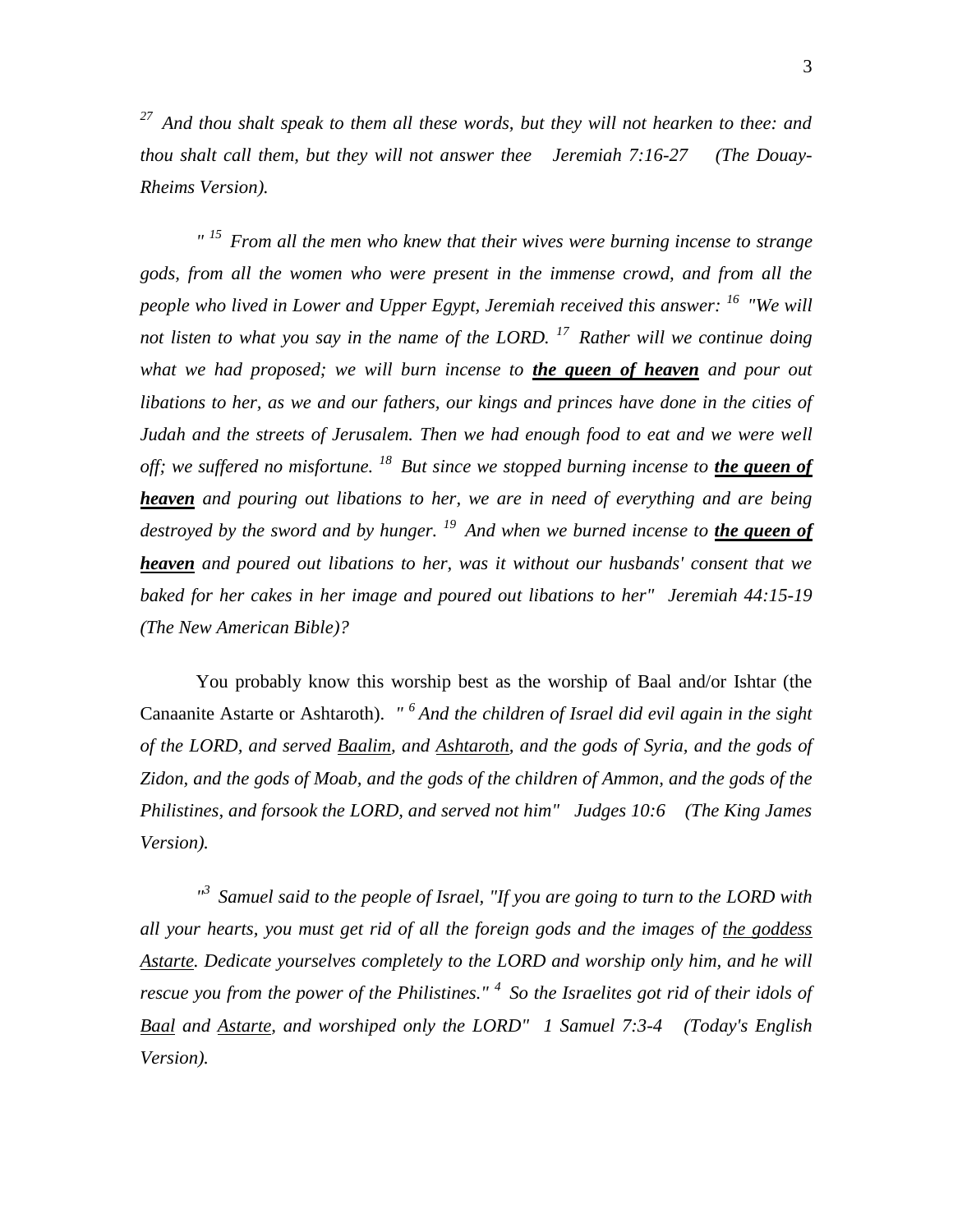*[27] And thou shalt speak to them all these words, but they will not hearken to thee: and thou shalt call them, but they will not answer thee Jeremiah 7:16-27 (The Douay-Rheims Version).*

*" [15] From all the men who knew that their wives were burning incense to strange gods, from all the women who were present in the immense crowd, and from all the people who lived in Lower and Upper Egypt, Jeremiah received this answer: [16] "We will not listen to what you say in the name of the LORD. [17] Rather will we continue doing what we had proposed; we will burn incense to **<u>the queen of heaven</u>** and pour out libations to her, as we and our fathers, our kings and princes have done in the cities of Judah and the streets of Jerusalem. Then we had enough food to eat and we were well off; we suffered no misfortune. [18] But since we stopped burning incense to **<u>the queen of heaven</u>** and pouring out libations to her, we are in need of everything and are being destroyed by the sword and by hunger. [19] And when we burned incense to **<u>the queen of heaven</u>** and poured out libations to her, was it without our husbands' consent that we baked for her cakes in her image and poured out libations to her" Jeremiah 44:15-19 (The New American Bible)?*

You probably know this worship best as the worship of Baal and/or Ishtar (the Canaanite Astarte or Ashtaroth). *" [6] And the children of Israel did evil again in the sight of the LORD, and served <u>Baalim</u>, and <u>Ashtaroth</u>, and the gods of Syria, and the gods of Zidon, and the gods of Moab, and the gods of the children of Ammon, and the gods of the Philistines, and forsook the LORD, and served not him" Judges 10:6 (The King James Version).*

*"[3] Samuel said to the people of Israel, "If you are going to turn to the LORD with all your hearts, you must get rid of all the foreign gods and the images of <u>the goddess Astarte</u>. Dedicate yourselves completely to the LORD and worship only him, and he will rescue you from the power of the Philistines." [4] So the Israelites got rid of their idols of <u>Baal</u> and <u>Astarte</u>, and worshiped only the LORD" 1 Samuel 7:3-4 (Today's English Version).*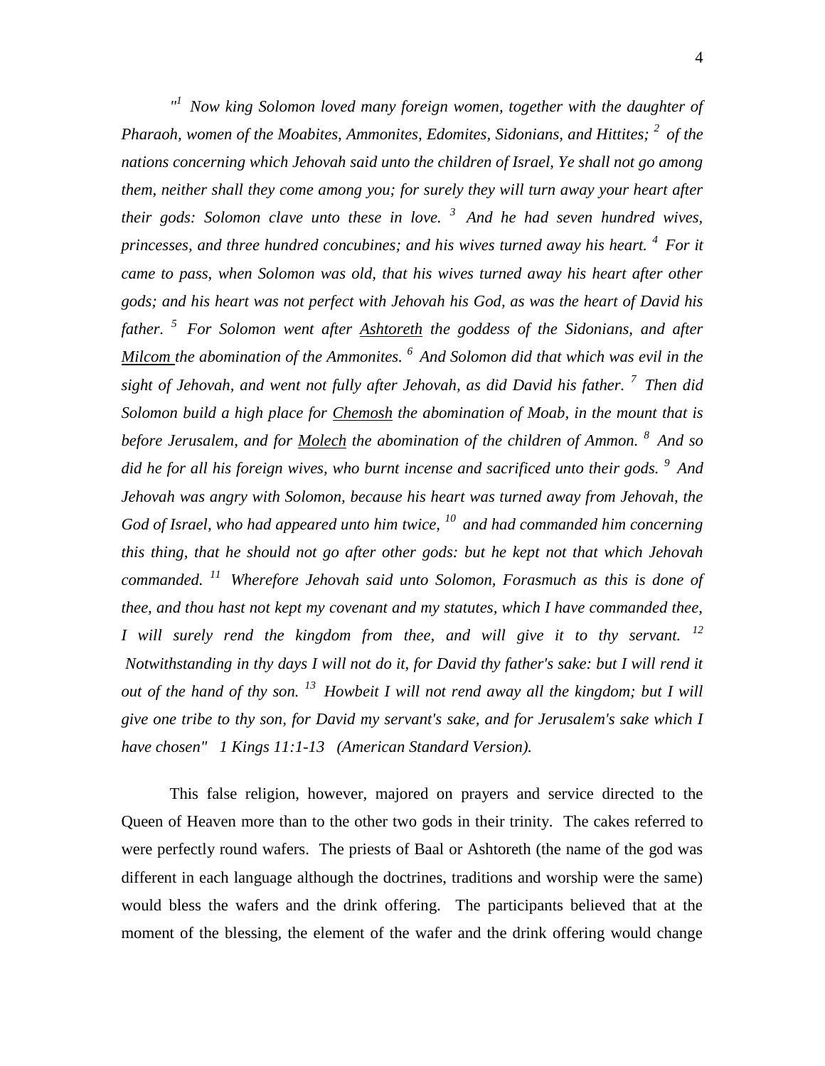*"[1] Now king Solomon loved many foreign women, together with the daughter of Pharaoh, women of the Moabites, Ammonites, Edomites, Sidonians, and Hittites; [2] of the nations concerning which Jehovah said unto the children of Israel, Ye shall not go among them, neither shall they come among you; for surely they will turn away your heart after their gods: Solomon clave unto these in love. [3] And he had seven hundred wives, princesses, and three hundred concubines; and his wives turned away his heart. [4] For it came to pass, when Solomon was old, that his wives turned away his heart after other gods; and his heart was not perfect with Jehovah his God, as was the heart of David his father. [5] For Solomon went after <u>Ashtoreth</u> the goddess of the Sidonians, and after <u>Milcom</u> the abomination of the Ammonites. [6] And Solomon did that which was evil in the sight of Jehovah, and went not fully after Jehovah, as did David his father. [7] Then did Solomon build a high place for <u>Chemosh</u> the abomination of Moab, in the mount that is before Jerusalem, and for <u>Molech</u> the abomination of the children of Ammon. [8] And so did he for all his foreign wives, who burnt incense and sacrificed unto their gods. [9] And Jehovah was angry with Solomon, because his heart was turned away from Jehovah, the God of Israel, who had appeared unto him twice, [10] and had commanded him concerning this thing, that he should not go after other gods: but he kept not that which Jehovah commanded. [11] Wherefore Jehovah said unto Solomon, Forasmuch as this is done of thee, and thou hast not kept my covenant and my statutes, which I have commanded thee, I will surely rend the kingdom from thee, and will give it to thy servant. [12] Notwithstanding in thy days I will not do it, for David thy father's sake: but I will rend it out of the hand of thy son. [13] Howbeit I will not rend away all the kingdom; but I will give one tribe to thy son, for David my servant's sake, and for Jerusalem's sake which I have chosen" 1 Kings 11:1-13 (American Standard Version).*

This false religion, however, majored on prayers and service directed to the Queen of Heaven more than to the other two gods in their trinity. The cakes referred to were perfectly round wafers. The priests of Baal or Ashtoreth (the name of the god was different in each language although the doctrines, traditions and worship were the same) would bless the wafers and the drink offering. The participants believed that at the moment of the blessing, the element of the wafer and the drink offering would change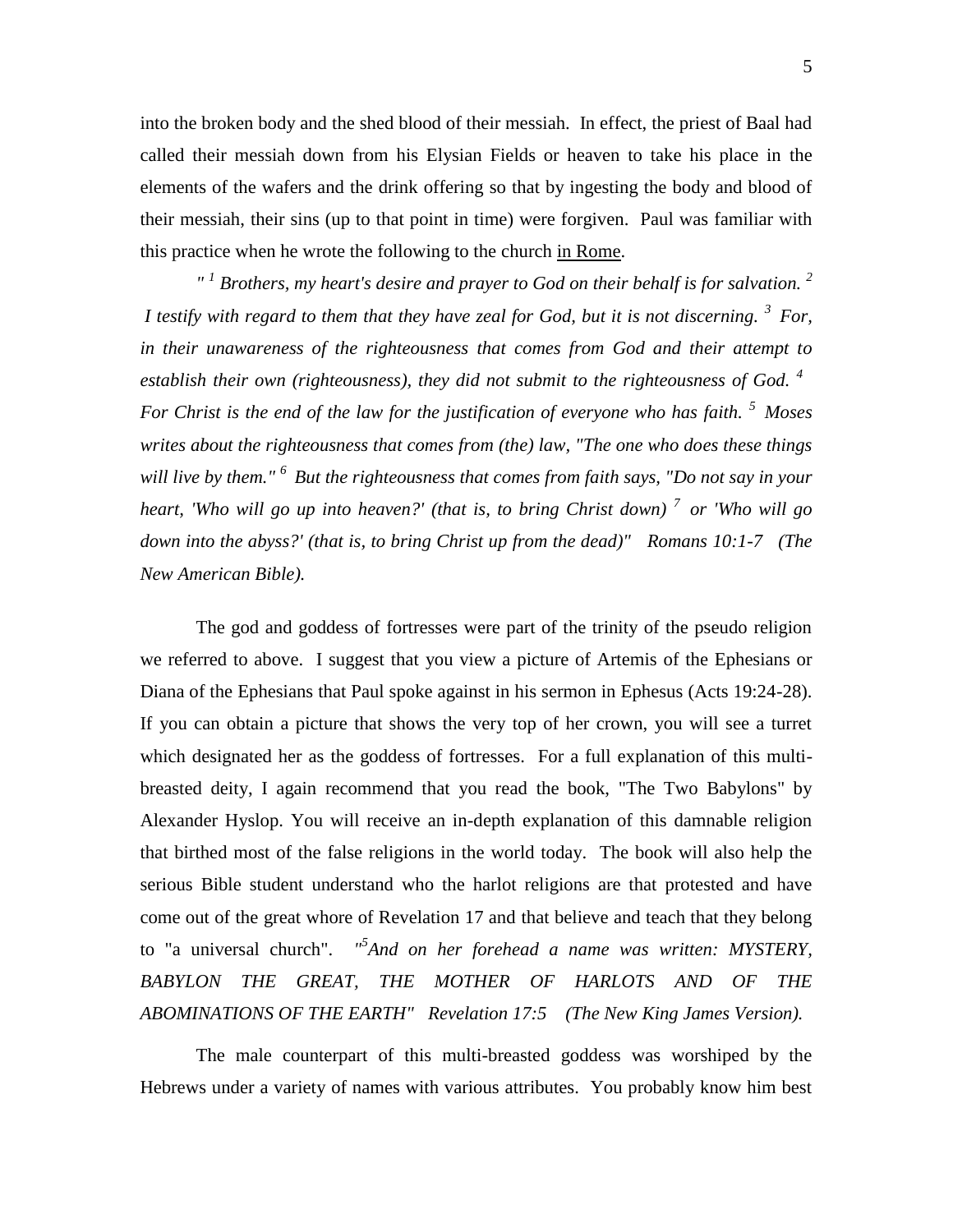into the broken body and the shed blood of their messiah. In effect, the priest of Baal had called their messiah down from his Elysian Fields or heaven to take his place in the elements of the wafers and the drink offering so that by ingesting the body and blood of their messiah, their sins (up to that point in time) were forgiven. Paul was familiar with this practice when he wrote the following to the church in Rome.

*" [1] Brothers, my heart's desire and prayer to God on their behalf is for salvation. [2] I testify with regard to them that they have zeal for God, but it is not discerning. [3] For, in their unawareness of the righteousness that comes from God and their attempt to establish their own (righteousness), they did not submit to the righteousness of God. [4] For Christ is the end of the law for the justification of everyone who has faith. [5] Moses writes about the righteousness that comes from (the) law, "The one who does these things will live by them." [6] But the righteousness that comes from faith says, "Do not say in your heart, 'Who will go up into heaven?' (that is, to bring Christ down) [7] or 'Who will go down into the abyss?' (that is, to bring Christ up from the dead)" Romans 10:1-7 (The New American Bible).*

The god and goddess of fortresses were part of the trinity of the pseudo religion we referred to above. I suggest that you view a picture of Artemis of the Ephesians or Diana of the Ephesians that Paul spoke against in his sermon in Ephesus (Acts 19:24-28). If you can obtain a picture that shows the very top of her crown, you will see a turret which designated her as the goddess of fortresses. For a full explanation of this multi-breasted deity, I again recommend that you read the book, "The Two Babylons" by Alexander Hyslop. You will receive an in-depth explanation of this damnable religion that birthed most of the false religions in the world today. The book will also help the serious Bible student understand who the harlot religions are that protested and have come out of the great whore of Revelation 17 and that believe and teach that they belong to "a universal church". *"[5]And on her forehead a name was written: MYSTERY, BABYLON THE GREAT, THE MOTHER OF HARLOTS AND OF THE ABOMINATIONS OF THE EARTH" Revelation 17:5 (The New King James Version).*

The male counterpart of this multi-breasted goddess was worshiped by the Hebrews under a variety of names with various attributes. You probably know him best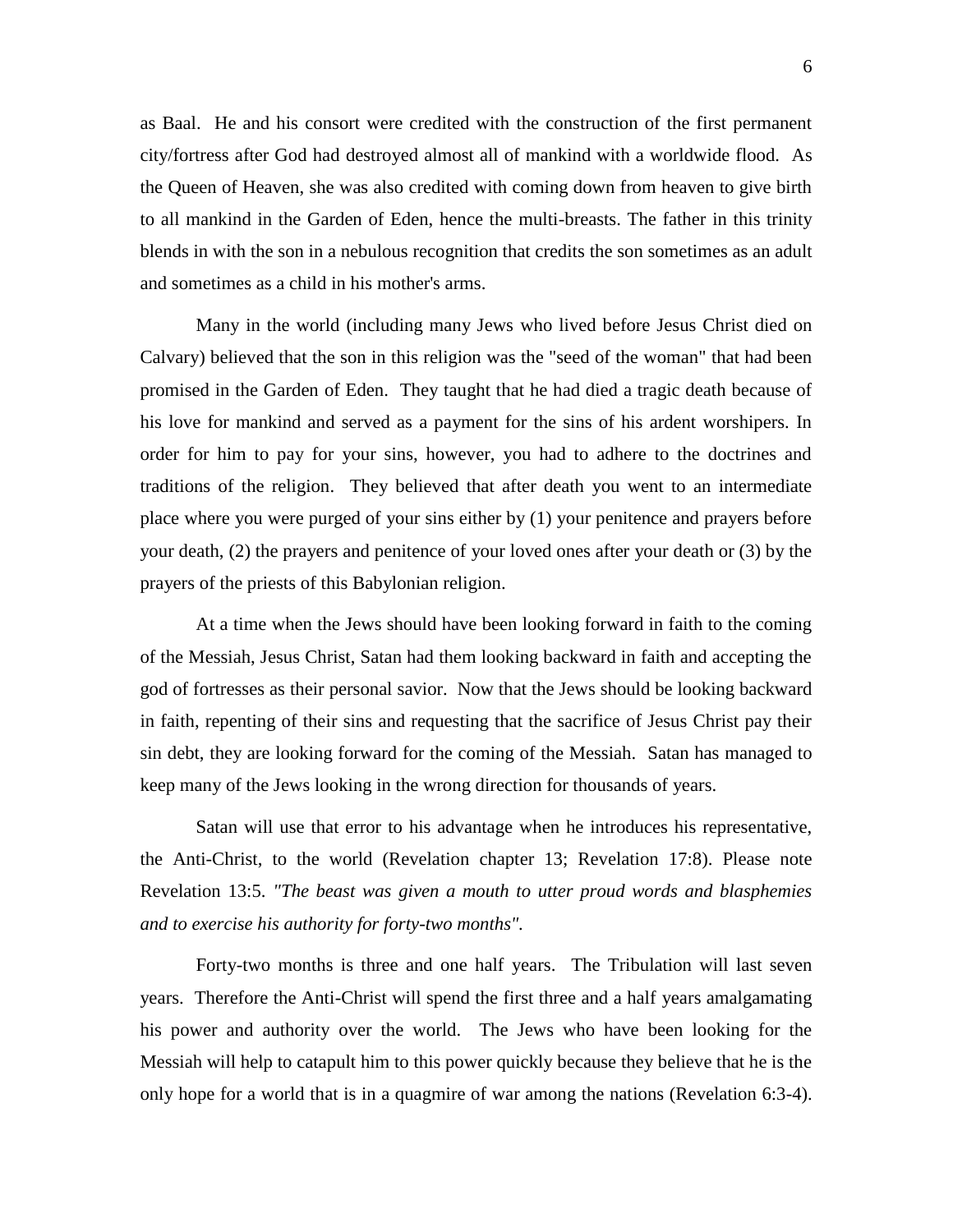as Baal. He and his consort were credited with the construction of the first permanent city/fortress after God had destroyed almost all of mankind with a worldwide flood. As the Queen of Heaven, she was also credited with coming down from heaven to give birth to all mankind in the Garden of Eden, hence the multi-breasts. The father in this trinity blends in with the son in a nebulous recognition that credits the son sometimes as an adult and sometimes as a child in his mother's arms.

Many in the world (including many Jews who lived before Jesus Christ died on Calvary) believed that the son in this religion was the "seed of the woman" that had been promised in the Garden of Eden. They taught that he had died a tragic death because of his love for mankind and served as a payment for the sins of his ardent worshipers. In order for him to pay for your sins, however, you had to adhere to the doctrines and traditions of the religion. They believed that after death you went to an intermediate place where you were purged of your sins either by (1) your penitence and prayers before your death, (2) the prayers and penitence of your loved ones after your death or (3) by the prayers of the priests of this Babylonian religion.

At a time when the Jews should have been looking forward in faith to the coming of the Messiah, Jesus Christ, Satan had them looking backward in faith and accepting the god of fortresses as their personal savior. Now that the Jews should be looking backward in faith, repenting of their sins and requesting that the sacrifice of Jesus Christ pay their sin debt, they are looking forward for the coming of the Messiah. Satan has managed to keep many of the Jews looking in the wrong direction for thousands of years.

Satan will use that error to his advantage when he introduces his representative, the Anti-Christ, to the world (Revelation chapter 13; Revelation 17:8). Please note Revelation 13:5. *"The beast was given a mouth to utter proud words and blasphemies and to exercise his authority for forty-two months".*

Forty-two months is three and one half years. The Tribulation will last seven years. Therefore the Anti-Christ will spend the first three and a half years amalgamating his power and authority over the world. The Jews who have been looking for the Messiah will help to catapult him to this power quickly because they believe that he is the only hope for a world that is in a quagmire of war among the nations (Revelation 6:3-4).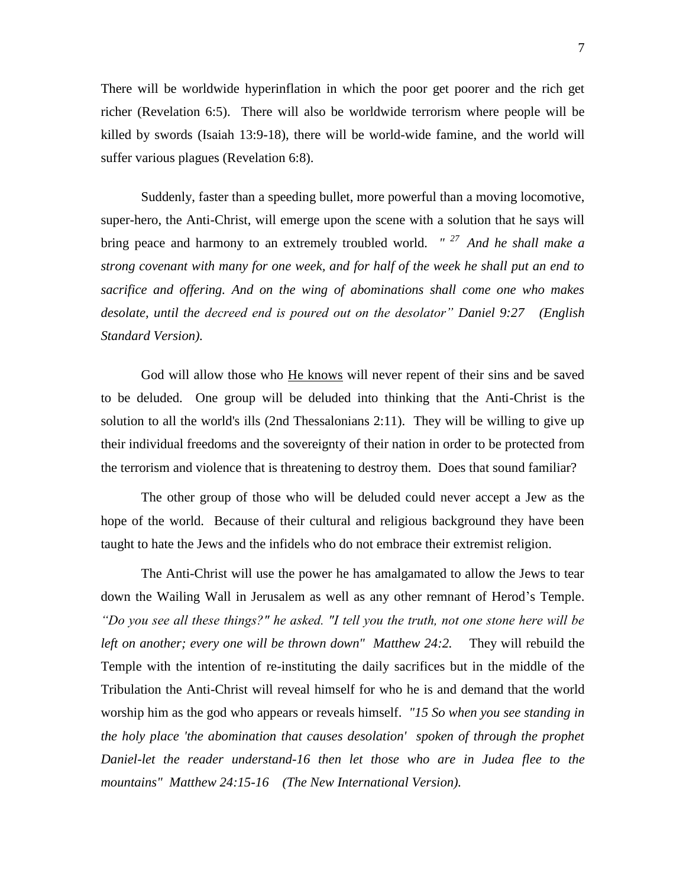There will be worldwide hyperinflation in which the poor get poorer and the rich get richer (Revelation 6:5). There will also be worldwide terrorism where people will be killed by swords (Isaiah 13:9-18), there will be world-wide famine, and the world will suffer various plagues (Revelation 6:8).

Suddenly, faster than a speeding bullet, more powerful than a moving locomotive, super-hero, the Anti-Christ, will emerge upon the scene with a solution that he says will bring peace and harmony to an extremely troubled world. *" 27 And he shall make a strong covenant with many for one week, and for half of the week he shall put an end to sacrifice and offering. And on the wing of abominations shall come one who makes desolate, until the decreed end is poured out on the desolator" Daniel 9:27 (English Standard Version).*

God will allow those who <u>He knows</u> will never repent of their sins and be saved to be deluded. One group will be deluded into thinking that the Anti-Christ is the solution to all the world's ills (2nd Thessalonians 2:11). They will be willing to give up their individual freedoms and the sovereignty of their nation in order to be protected from the terrorism and violence that is threatening to destroy them. Does that sound familiar?

The other group of those who will be deluded could never accept a Jew as the hope of the world. Because of their cultural and religious background they have been taught to hate the Jews and the infidels who do not embrace their extremist religion.

The Anti-Christ will use the power he has amalgamated to allow the Jews to tear down the Wailing Wall in Jerusalem as well as any other remnant of Herod's Temple. *"Do you see all these things?" he asked. "I tell you the truth, not one stone here will be left on another; every one will be thrown down" Matthew 24:2.* They will rebuild the Temple with the intention of re-instituting the daily sacrifices but in the middle of the Tribulation the Anti-Christ will reveal himself for who he is and demand that the world worship him as the god who appears or reveals himself. *"15 So when you see standing in the holy place 'the abomination that causes desolation' spoken of through the prophet Daniel-let the reader understand-16 then let those who are in Judea flee to the mountains" Matthew 24:15-16 (The New International Version).*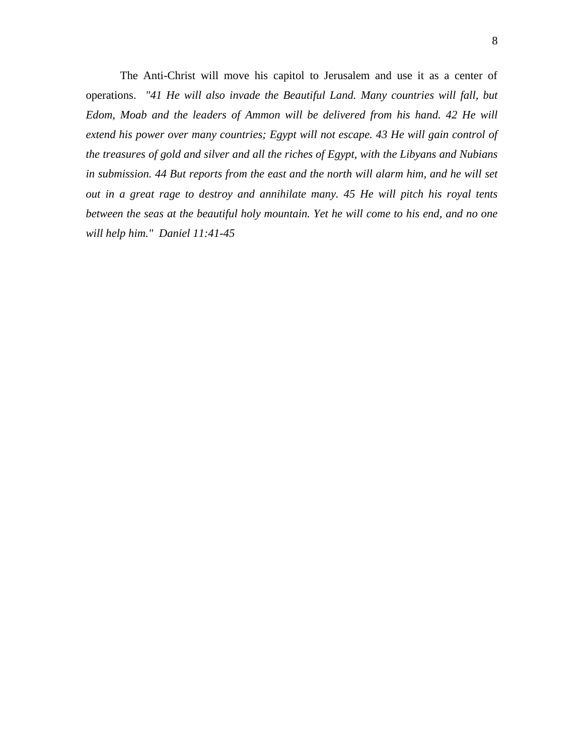The Anti-Christ will move his capitol to Jerusalem and use it as a center of operations. *"41 He will also invade the Beautiful Land. Many countries will fall, but Edom, Moab and the leaders of Ammon will be delivered from his hand. 42 He will extend his power over many countries; Egypt will not escape. 43 He will gain control of the treasures of gold and silver and all the riches of Egypt, with the Libyans and Nubians in submission. 44 But reports from the east and the north will alarm him, and he will set out in a great rage to destroy and annihilate many. 45 He will pitch his royal tents between the seas at the beautiful holy mountain. Yet he will come to his end, and no one will help him." Daniel 11:41-45*